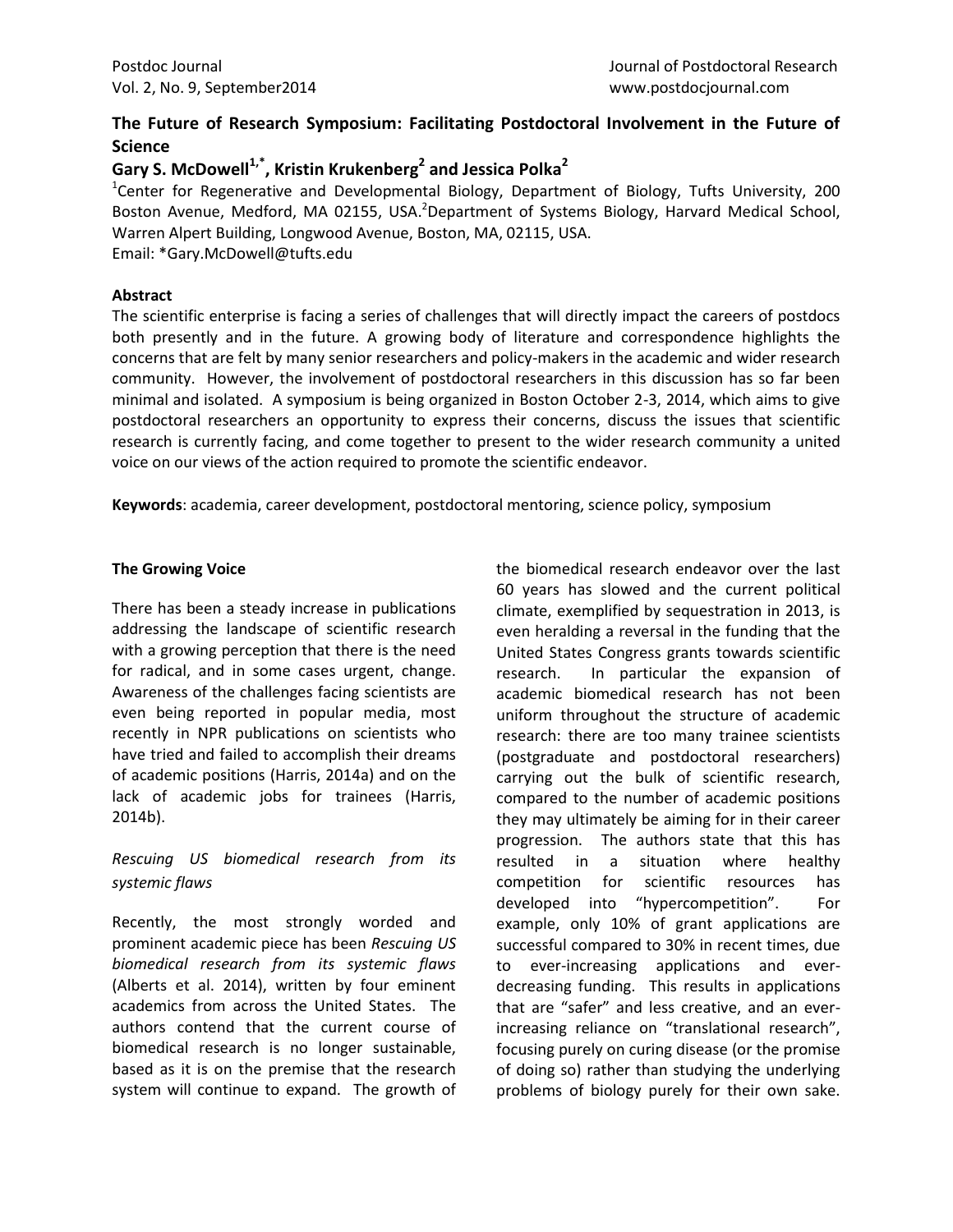# The Future of Research Symposium: Facilitating Postdoctoral Involvement in the Future of Science

**Gary S. McDowell[1,*], Kristin Krukenberg[2] and Jessica Polka[2]**

[1]Center for Regenerative and Developmental Biology, Department of Biology, Tufts University, 200 Boston Avenue, Medford, MA 02155, USA.[2]Department of Systems Biology, Harvard Medical School, Warren Alpert Building, Longwood Avenue, Boston, MA, 02115, USA.

Email: *Gary.McDowell@tufts.edu

**Abstract**

The scientific enterprise is facing a series of challenges that will directly impact the careers of postdocs both presently and in the future. A growing body of literature and correspondence highlights the concerns that are felt by many senior researchers and policy-makers in the academic and wider research community. However, the involvement of postdoctoral researchers in this discussion has so far been minimal and isolated. A symposium is being organized in Boston October 2-3, 2014, which aims to give postdoctoral researchers an opportunity to express their concerns, discuss the issues that scientific research is currently facing, and come together to present to the wider research community a united voice on our views of the action required to promote the scientific endeavor.

**Keywords**: academia, career development, postdoctoral mentoring, science policy, symposium

## The Growing Voice

There has been a steady increase in publications addressing the landscape of scientific research with a growing perception that there is the need for radical, and in some cases urgent, change. Awareness of the challenges facing scientists are even being reported in popular media, most recently in NPR publications on scientists who have tried and failed to accomplish their dreams of academic positions (Harris, 2014a) and on the lack of academic jobs for trainees (Harris, 2014b).

### *Rescuing US biomedical research from its systemic flaws*

Recently, the most strongly worded and prominent academic piece has been *Rescuing US biomedical research from its systemic flaws* (Alberts et al. 2014), written by four eminent academics from across the United States. The authors contend that the current course of biomedical research is no longer sustainable, based as it is on the premise that the research system will continue to expand. The growth of the biomedical research endeavor over the last 60 years has slowed and the current political climate, exemplified by sequestration in 2013, is even heralding a reversal in the funding that the United States Congress grants towards scientific research. In particular the expansion of academic biomedical research has not been uniform throughout the structure of academic research: there are too many trainee scientists (postgraduate and postdoctoral researchers) carrying out the bulk of scientific research, compared to the number of academic positions they may ultimately be aiming for in their career progression. The authors state that this has resulted in a situation where healthy competition for scientific resources has developed into "hypercompetition". For example, only 10% of grant applications are successful compared to 30% in recent times, due to ever-increasing applications and ever-decreasing funding. This results in applications that are "safer" and less creative, and an ever-increasing reliance on "translational research", focusing purely on curing disease (or the promise of doing so) rather than studying the underlying problems of biology purely for their own sake.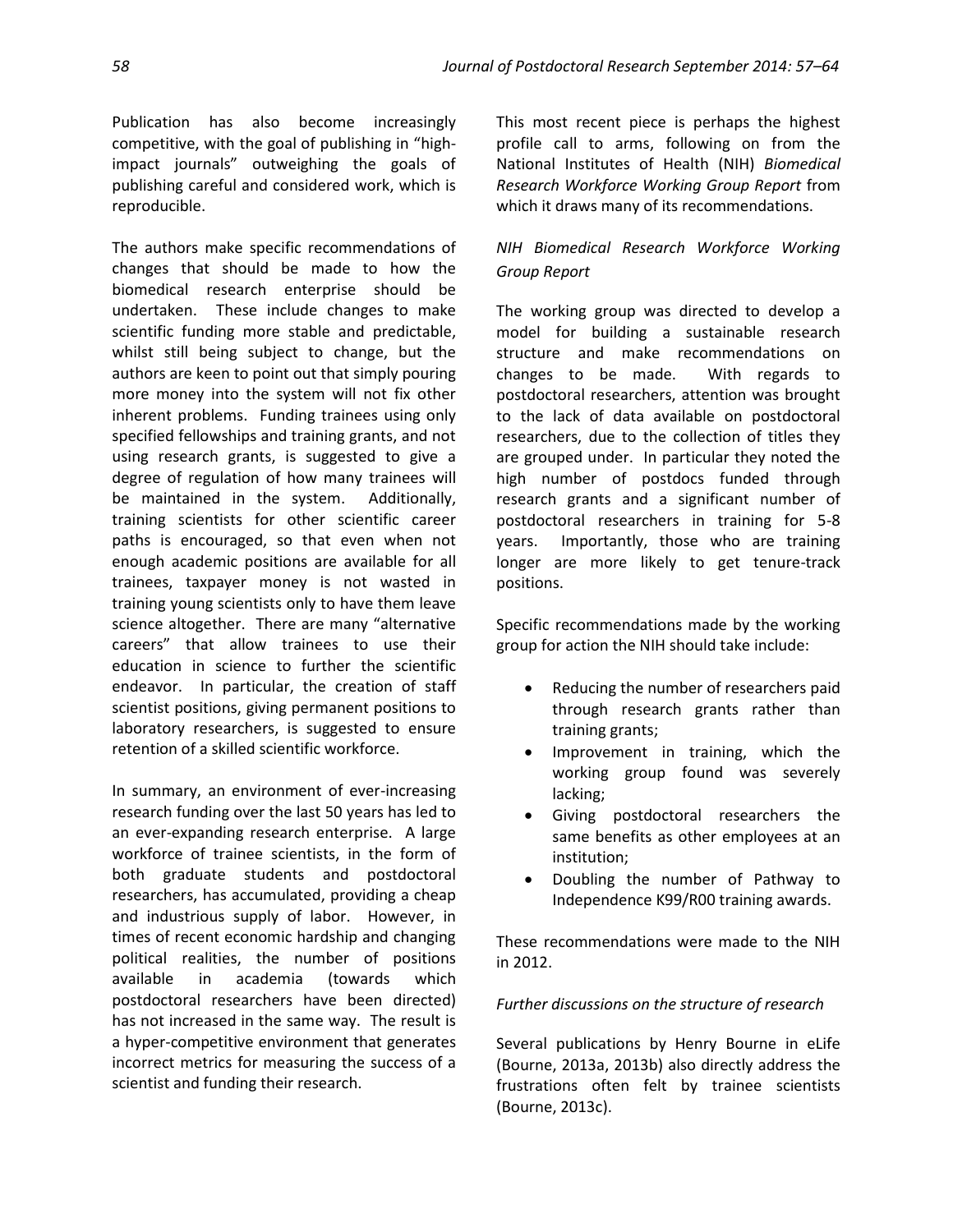Publication has also become increasingly competitive, with the goal of publishing in "high-impact journals" outweighing the goals of publishing careful and considered work, which is reproducible.

The authors make specific recommendations of changes that should be made to how the biomedical research enterprise should be undertaken. These include changes to make scientific funding more stable and predictable, whilst still being subject to change, but the authors are keen to point out that simply pouring more money into the system will not fix other inherent problems. Funding trainees using only specified fellowships and training grants, and not using research grants, is suggested to give a degree of regulation of how many trainees will be maintained in the system. Additionally, training scientists for other scientific career paths is encouraged, so that even when not enough academic positions are available for all trainees, taxpayer money is not wasted in training young scientists only to have them leave science altogether. There are many "alternative careers" that allow trainees to use their education in science to further the scientific endeavor. In particular, the creation of staff scientist positions, giving permanent positions to laboratory researchers, is suggested to ensure retention of a skilled scientific workforce.

In summary, an environment of ever-increasing research funding over the last 50 years has led to an ever-expanding research enterprise. A large workforce of trainee scientists, in the form of both graduate students and postdoctoral researchers, has accumulated, providing a cheap and industrious supply of labor. However, in times of recent economic hardship and changing political realities, the number of positions available in academia (towards which postdoctoral researchers have been directed) has not increased in the same way. The result is a hyper-competitive environment that generates incorrect metrics for measuring the success of a scientist and funding their research.

This most recent piece is perhaps the highest profile call to arms, following on from the National Institutes of Health (NIH) *Biomedical Research Workforce Working Group Report* from which it draws many of its recommendations.

*NIH Biomedical Research Workforce Working Group Report*

The working group was directed to develop a model for building a sustainable research structure and make recommendations on changes to be made. With regards to postdoctoral researchers, attention was brought to the lack of data available on postdoctoral researchers, due to the collection of titles they are grouped under. In particular they noted the high number of postdocs funded through research grants and a significant number of postdoctoral researchers in training for 5-8 years. Importantly, those who are training longer are more likely to get tenure-track positions.

Specific recommendations made by the working group for action the NIH should take include:

- Reducing the number of researchers paid through research grants rather than training grants;
- Improvement in training, which the working group found was severely lacking;
- Giving postdoctoral researchers the same benefits as other employees at an institution;
- Doubling the number of Pathway to Independence K99/R00 training awards.

These recommendations were made to the NIH in 2012.

*Further discussions on the structure of research*

Several publications by Henry Bourne in eLife (Bourne, 2013a, 2013b) also directly address the frustrations often felt by trainee scientists (Bourne, 2013c).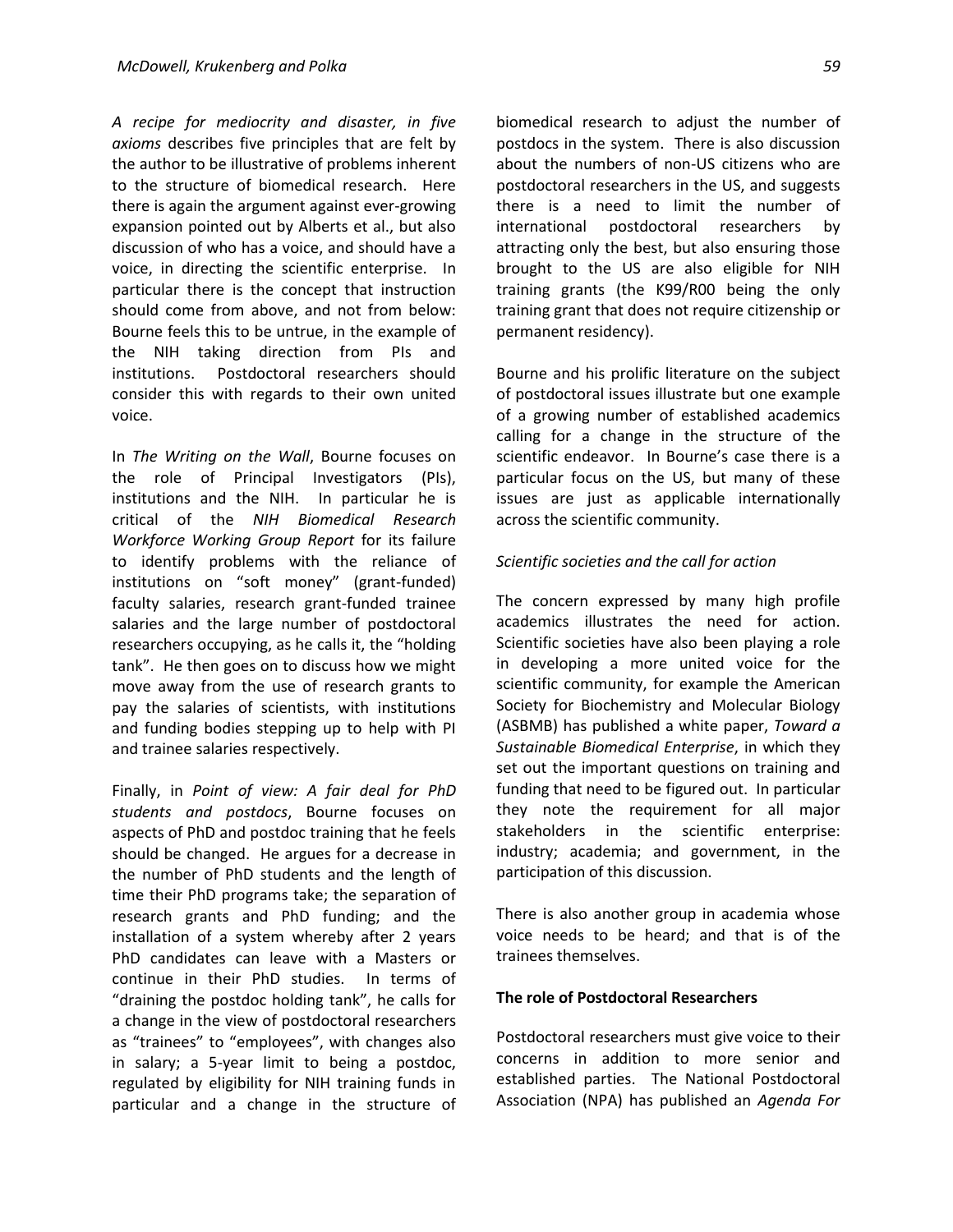*A recipe for mediocrity and disaster, in five axioms* describes five principles that are felt by the author to be illustrative of problems inherent to the structure of biomedical research. Here there is again the argument against ever-growing expansion pointed out by Alberts et al., but also discussion of who has a voice, and should have a voice, in directing the scientific enterprise. In particular there is the concept that instruction should come from above, and not from below: Bourne feels this to be untrue, in the example of the NIH taking direction from PIs and institutions. Postdoctoral researchers should consider this with regards to their own united voice.

In *The Writing on the Wall*, Bourne focuses on the role of Principal Investigators (PIs), institutions and the NIH. In particular he is critical of the *NIH Biomedical Research Workforce Working Group Report* for its failure to identify problems with the reliance of institutions on "soft money" (grant-funded) faculty salaries, research grant-funded trainee salaries and the large number of postdoctoral researchers occupying, as he calls it, the "holding tank". He then goes on to discuss how we might move away from the use of research grants to pay the salaries of scientists, with institutions and funding bodies stepping up to help with PI and trainee salaries respectively.

Finally, in *Point of view: A fair deal for PhD students and postdocs*, Bourne focuses on aspects of PhD and postdoc training that he feels should be changed. He argues for a decrease in the number of PhD students and the length of time their PhD programs take; the separation of research grants and PhD funding; and the installation of a system whereby after 2 years PhD candidates can leave with a Masters or continue in their PhD studies. In terms of "draining the postdoc holding tank", he calls for a change in the view of postdoctoral researchers as "trainees" to "employees", with changes also in salary; a 5-year limit to being a postdoc, regulated by eligibility for NIH training funds in particular and a change in the structure of biomedical research to adjust the number of postdocs in the system. There is also discussion about the numbers of non-US citizens who are postdoctoral researchers in the US, and suggests there is a need to limit the number of international postdoctoral researchers by attracting only the best, but also ensuring those brought to the US are also eligible for NIH training grants (the K99/R00 being the only training grant that does not require citizenship or permanent residency).

Bourne and his prolific literature on the subject of postdoctoral issues illustrate but one example of a growing number of established academics calling for a change in the structure of the scientific endeavor. In Bourne's case there is a particular focus on the US, but many of these issues are just as applicable internationally across the scientific community.

### *Scientific societies and the call for action*

The concern expressed by many high profile academics illustrates the need for action. Scientific societies have also been playing a role in developing a more united voice for the scientific community, for example the American Society for Biochemistry and Molecular Biology (ASBMB) has published a white paper, *Toward a Sustainable Biomedical Enterprise*, in which they set out the important questions on training and funding that need to be figured out. In particular they note the requirement for all major stakeholders in the scientific enterprise: industry; academia; and government, in the participation of this discussion.

There is also another group in academia whose voice needs to be heard; and that is of the trainees themselves.

## **The role of Postdoctoral Researchers**

Postdoctoral researchers must give voice to their concerns in addition to more senior and established parties. The National Postdoctoral Association (NPA) has published an *Agenda For*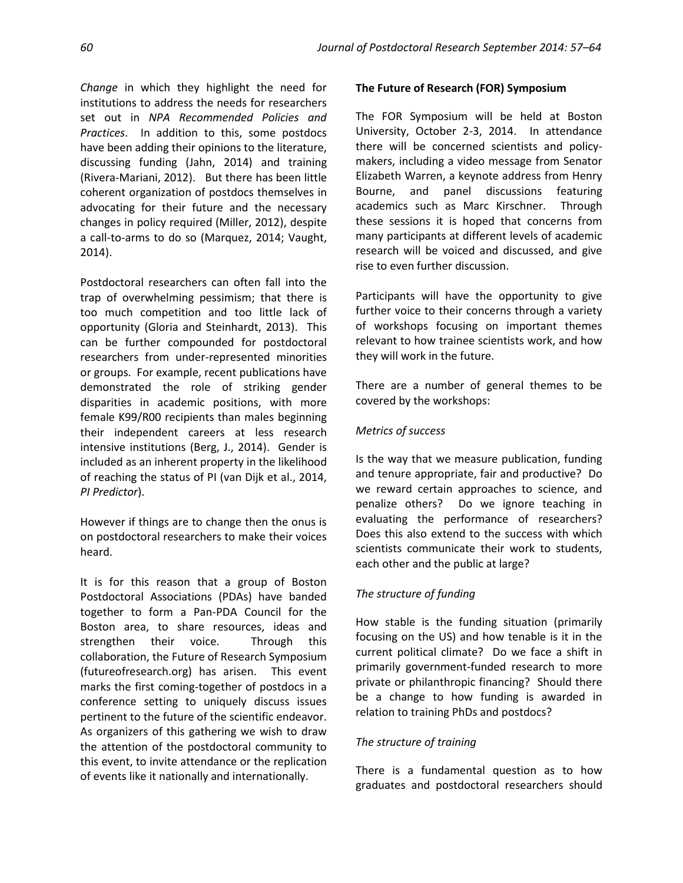*Change* in which they highlight the need for institutions to address the needs for researchers set out in *NPA Recommended Policies and Practices*. In addition to this, some postdocs have been adding their opinions to the literature, discussing funding (Jahn, 2014) and training (Rivera-Mariani, 2012). But there has been little coherent organization of postdocs themselves in advocating for their future and the necessary changes in policy required (Miller, 2012), despite a call-to-arms to do so (Marquez, 2014; Vaught, 2014).

Postdoctoral researchers can often fall into the trap of overwhelming pessimism; that there is too much competition and too little lack of opportunity (Gloria and Steinhardt, 2013). This can be further compounded for postdoctoral researchers from under-represented minorities or groups. For example, recent publications have demonstrated the role of striking gender disparities in academic positions, with more female K99/R00 recipients than males beginning their independent careers at less research intensive institutions (Berg, J., 2014). Gender is included as an inherent property in the likelihood of reaching the status of PI (van Dijk et al., 2014, *PI Predictor*).

However if things are to change then the onus is on postdoctoral researchers to make their voices heard.

It is for this reason that a group of Boston Postdoctoral Associations (PDAs) have banded together to form a Pan-PDA Council for the Boston area, to share resources, ideas and strengthen their voice. Through this collaboration, the Future of Research Symposium (futureofresearch.org) has arisen. This event marks the first coming-together of postdocs in a conference setting to uniquely discuss issues pertinent to the future of the scientific endeavor. As organizers of this gathering we wish to draw the attention of the postdoctoral community to this event, to invite attendance or the replication of events like it nationally and internationally.

**The Future of Research (FOR) Symposium**

The FOR Symposium will be held at Boston University, October 2-3, 2014. In attendance there will be concerned scientists and policy-makers, including a video message from Senator Elizabeth Warren, a keynote address from Henry Bourne, and panel discussions featuring academics such as Marc Kirschner. Through these sessions it is hoped that concerns from many participants at different levels of academic research will be voiced and discussed, and give rise to even further discussion.

Participants will have the opportunity to give further voice to their concerns through a variety of workshops focusing on important themes relevant to how trainee scientists work, and how they will work in the future.

There are a number of general themes to be covered by the workshops:

*Metrics of success*

Is the way that we measure publication, funding and tenure appropriate, fair and productive? Do we reward certain approaches to science, and penalize others? Do we ignore teaching in evaluating the performance of researchers? Does this also extend to the success with which scientists communicate their work to students, each other and the public at large?

*The structure of funding*

How stable is the funding situation (primarily focusing on the US) and how tenable is it in the current political climate? Do we face a shift in primarily government-funded research to more private or philanthropic financing? Should there be a change to how funding is awarded in relation to training PhDs and postdocs?

*The structure of training*

There is a fundamental question as to how graduates and postdoctoral researchers should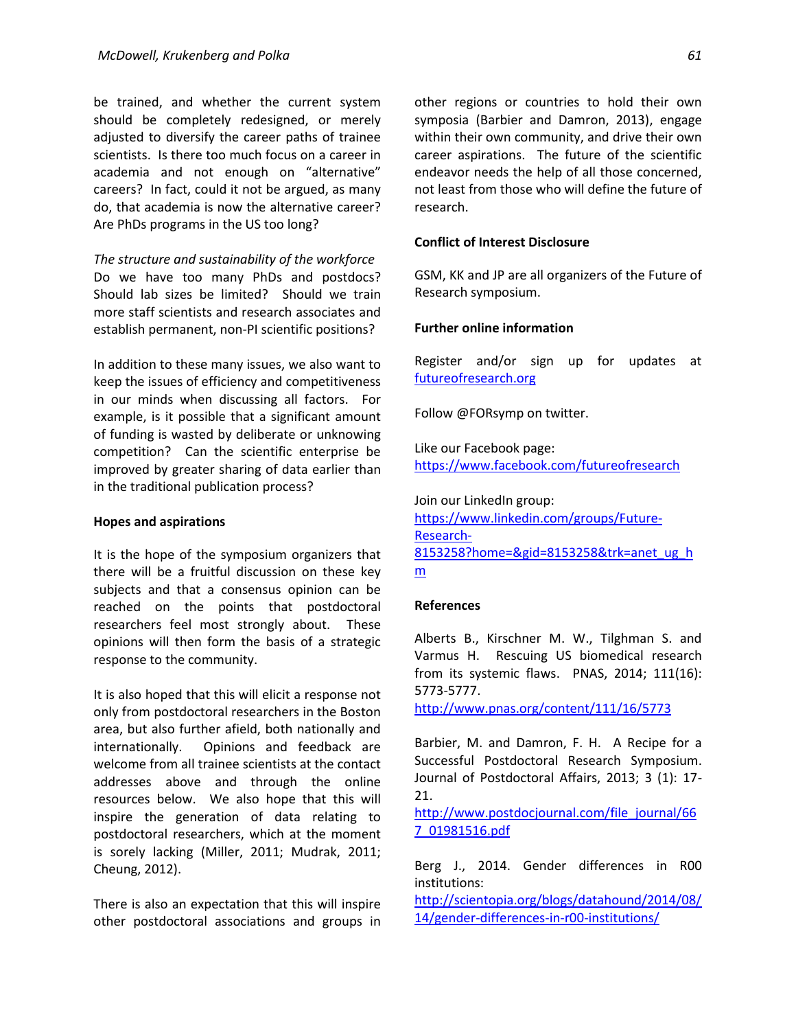be trained, and whether the current system should be completely redesigned, or merely adjusted to diversify the career paths of trainee scientists. Is there too much focus on a career in academia and not enough on "alternative" careers? In fact, could it not be argued, as many do, that academia is now the alternative career? Are PhDs programs in the US too long?

*The structure and sustainability of the workforce*
Do we have too many PhDs and postdocs? Should lab sizes be limited? Should we train more staff scientists and research associates and establish permanent, non-PI scientific positions?

In addition to these many issues, we also want to keep the issues of efficiency and competitiveness in our minds when discussing all factors. For example, is it possible that a significant amount of funding is wasted by deliberate or unknowing competition? Can the scientific enterprise be improved by greater sharing of data earlier than in the traditional publication process?

**Hopes and aspirations**

It is the hope of the symposium organizers that there will be a fruitful discussion on these key subjects and that a consensus opinion can be reached on the points that postdoctoral researchers feel most strongly about. These opinions will then form the basis of a strategic response to the community.

It is also hoped that this will elicit a response not only from postdoctoral researchers in the Boston area, but also further afield, both nationally and internationally. Opinions and feedback are welcome from all trainee scientists at the contact addresses above and through the online resources below. We also hope that this will inspire the generation of data relating to postdoctoral researchers, which at the moment is sorely lacking (Miller, 2011; Mudrak, 2011; Cheung, 2012).

There is also an expectation that this will inspire other postdoctoral associations and groups in other regions or countries to hold their own symposia (Barbier and Damron, 2013), engage within their own community, and drive their own career aspirations. The future of the scientific endeavor needs the help of all those concerned, not least from those who will define the future of research.

**Conflict of Interest Disclosure**

GSM, KK and JP are all organizers of the Future of Research symposium.

**Further online information**

Register and/or sign up for updates at futureofresearch.org

Follow @FORsymp on twitter.

Like our Facebook page:
https://www.facebook.com/futureofresearch

Join our LinkedIn group:
https://www.linkedin.com/groups/Future-Research-8153258?home=&gid=8153258&trk=anet_ug_hm

**References**

Alberts B., Kirschner M. W., Tilghman S. and Varmus H. Rescuing US biomedical research from its systemic flaws. PNAS, 2014; 111(16): 5773-5777.
http://www.pnas.org/content/111/16/5773

Barbier, M. and Damron, F. H. A Recipe for a Successful Postdoctoral Research Symposium. Journal of Postdoctoral Affairs, 2013; 3 (1): 17-21.
http://www.postdocjournal.com/file_journal/667_01981516.pdf

Berg J., 2014. Gender differences in R00 institutions:
http://scientopia.org/blogs/datahound/2014/08/14/gender-differences-in-r00-institutions/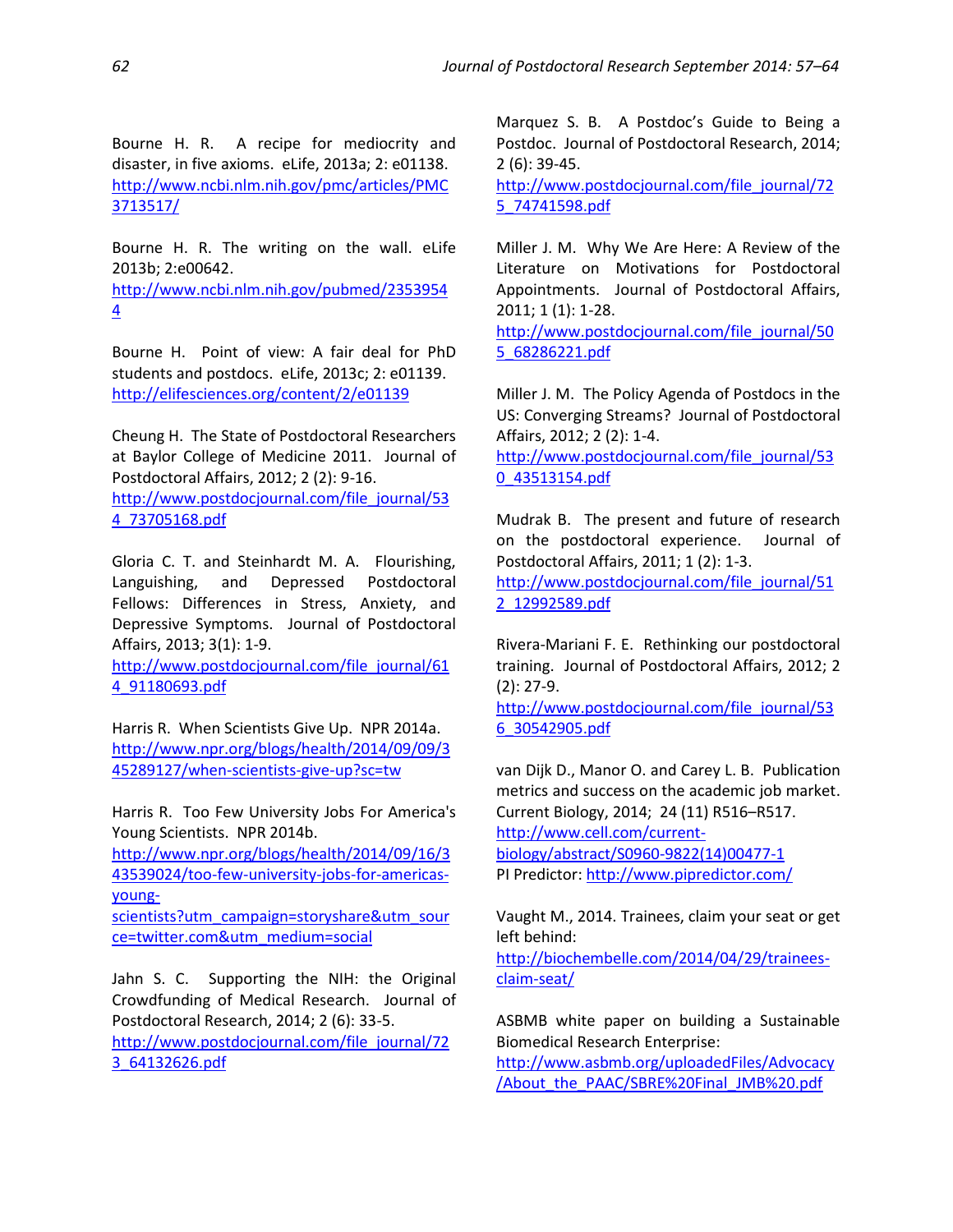Bourne H. R. A recipe for mediocrity and disaster, in five axioms. eLife, 2013a; 2: e01138. http://www.ncbi.nlm.nih.gov/pmc/articles/PMC3713517/

Bourne H. R. The writing on the wall. eLife 2013b; 2:e00642. http://www.ncbi.nlm.nih.gov/pubmed/23539544

Bourne H. Point of view: A fair deal for PhD students and postdocs. eLife, 2013c; 2: e01139. http://elifesciences.org/content/2/e01139

Cheung H. The State of Postdoctoral Researchers at Baylor College of Medicine 2011. Journal of Postdoctoral Affairs, 2012; 2 (2): 9-16. http://www.postdocjournal.com/file_journal/534_73705168.pdf

Gloria C. T. and Steinhardt M. A. Flourishing, Languishing, and Depressed Postdoctoral Fellows: Differences in Stress, Anxiety, and Depressive Symptoms. Journal of Postdoctoral Affairs, 2013; 3(1): 1-9. http://www.postdocjournal.com/file_journal/614_91180693.pdf

Harris R. When Scientists Give Up. NPR 2014a. http://www.npr.org/blogs/health/2014/09/09/345289127/when-scientists-give-up?sc=tw

Harris R. Too Few University Jobs For America's Young Scientists. NPR 2014b. http://www.npr.org/blogs/health/2014/09/16/343539024/too-few-university-jobs-for-americas-young-scientists?utm_campaign=storyshare&utm_source=twitter.com&utm_medium=social

Jahn S. C. Supporting the NIH: the Original Crowdfunding of Medical Research. Journal of Postdoctoral Research, 2014; 2 (6): 33-5. http://www.postdocjournal.com/file_journal/723_64132626.pdf

Marquez S. B. A Postdoc's Guide to Being a Postdoc. Journal of Postdoctoral Research, 2014; 2 (6): 39-45. http://www.postdocjournal.com/file_journal/725_74741598.pdf

Miller J. M. Why We Are Here: A Review of the Literature on Motivations for Postdoctoral Appointments. Journal of Postdoctoral Affairs, 2011; 1 (1): 1-28. http://www.postdocjournal.com/file_journal/505_68286221.pdf

Miller J. M. The Policy Agenda of Postdocs in the US: Converging Streams? Journal of Postdoctoral Affairs, 2012; 2 (2): 1-4. http://www.postdocjournal.com/file_journal/530_43513154.pdf

Mudrak B. The present and future of research on the postdoctoral experience. Journal of Postdoctoral Affairs, 2011; 1 (2): 1-3. http://www.postdocjournal.com/file_journal/512_12992589.pdf

Rivera-Mariani F. E. Rethinking our postdoctoral training. Journal of Postdoctoral Affairs, 2012; 2 (2): 27-9. http://www.postdocjournal.com/file_journal/536_30542905.pdf

van Dijk D., Manor O. and Carey L. B. Publication metrics and success on the academic job market. Current Biology, 2014; 24 (11) R516–R517. http://www.cell.com/current-biology/abstract/S0960-9822(14)00477-1
PI Predictor: http://www.pipredictor.com/

Vaught M., 2014. Trainees, claim your seat or get left behind: http://biochembelle.com/2014/04/29/trainees-claim-seat/

ASBMB white paper on building a Sustainable Biomedical Research Enterprise: http://www.asbmb.org/uploadedFiles/Advocacy/About_the_PAAC/SBRE%20Final_JMB%20.pdf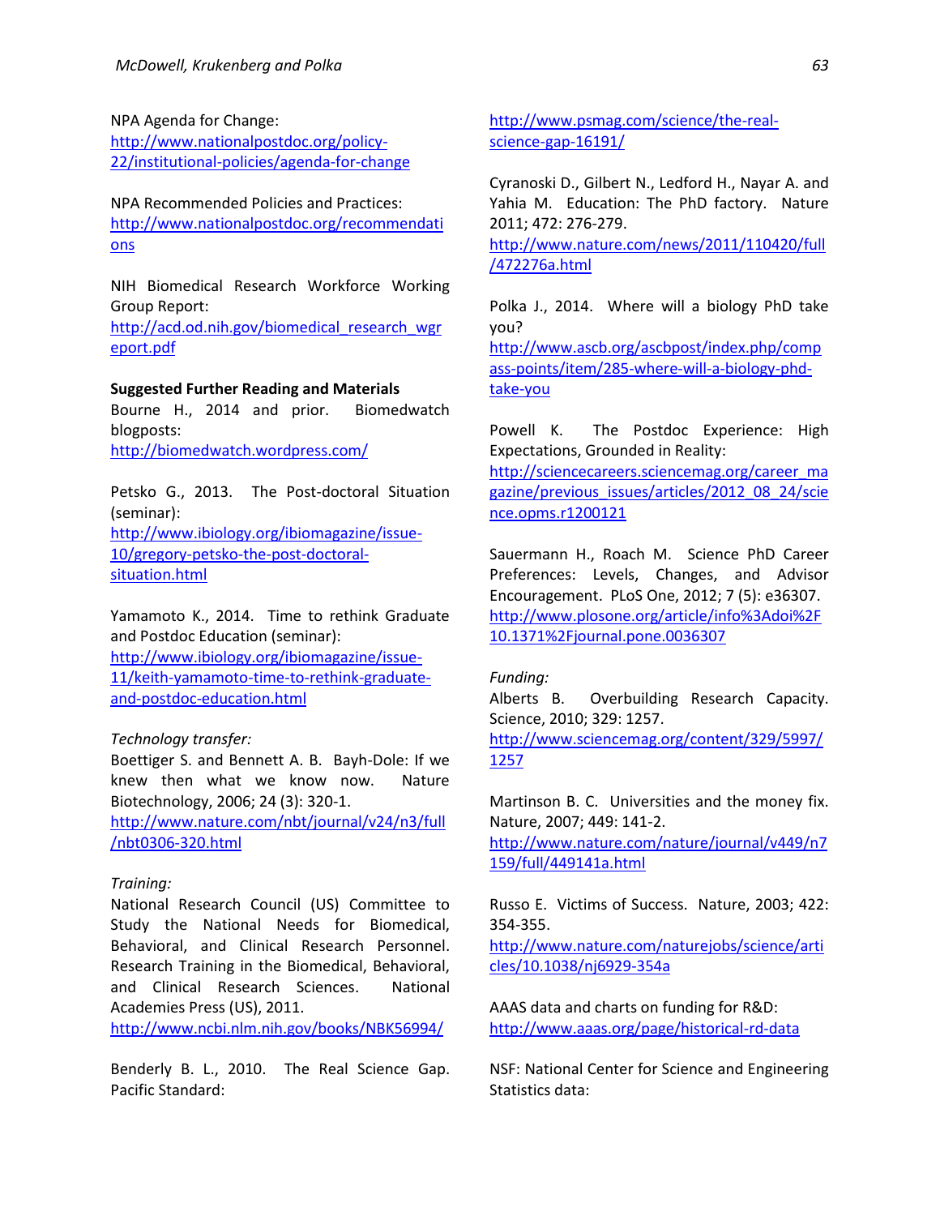NPA Agenda for Change:
http://www.nationalpostdoc.org/policy-22/institutional-policies/agenda-for-change

NPA Recommended Policies and Practices:
http://www.nationalpostdoc.org/recommendations

NIH Biomedical Research Workforce Working Group Report:
http://acd.od.nih.gov/biomedical_research_wgreport.pdf

**Suggested Further Reading and Materials**

Bourne H., 2014 and prior. Biomedwatch blogposts:
http://biomedwatch.wordpress.com/

Petsko G., 2013. The Post-doctoral Situation (seminar):
http://www.ibiology.org/ibiomagazine/issue-10/gregory-petsko-the-post-doctoral-situation.html

Yamamoto K., 2014. Time to rethink Graduate and Postdoc Education (seminar):
http://www.ibiology.org/ibiomagazine/issue-11/keith-yamamoto-time-to-rethink-graduate-and-postdoc-education.html

*Technology transfer:*

Boettiger S. and Bennett A. B. Bayh-Dole: If we knew then what we know now. Nature Biotechnology, 2006; 24 (3): 320-1.
http://www.nature.com/nbt/journal/v24/n3/full/nbt0306-320.html

*Training:*

National Research Council (US) Committee to Study the National Needs for Biomedical, Behavioral, and Clinical Research Personnel. Research Training in the Biomedical, Behavioral, and Clinical Research Sciences. National Academies Press (US), 2011.
http://www.ncbi.nlm.nih.gov/books/NBK56994/

Benderly B. L., 2010. The Real Science Gap. Pacific Standard:
http://www.psmag.com/science/the-real-science-gap-16191/

Cyranoski D., Gilbert N., Ledford H., Nayar A. and Yahia M. Education: The PhD factory. Nature 2011; 472: 276-279.
http://www.nature.com/news/2011/110420/full/472276a.html

Polka J., 2014. Where will a biology PhD take you?
http://www.ascb.org/ascbpost/index.php/compass-points/item/285-where-will-a-biology-phd-take-you

Powell K. The Postdoc Experience: High Expectations, Grounded in Reality:
http://sciencecareers.sciencemag.org/career_magazine/previous_issues/articles/2012_08_24/science.opms.r1200121

Sauermann H., Roach M. Science PhD Career Preferences: Levels, Changes, and Advisor Encouragement. PLoS One, 2012; 7 (5): e36307.
http://www.plosone.org/article/info%3Adoi%2F10.1371%2Fjournal.pone.0036307

*Funding:*

Alberts B. Overbuilding Research Capacity. Science, 2010; 329: 1257.
http://www.sciencemag.org/content/329/5997/1257

Martinson B. C. Universities and the money fix. Nature, 2007; 449: 141-2.
http://www.nature.com/nature/journal/v449/n7159/full/449141a.html

Russo E. Victims of Success. Nature, 2003; 422: 354-355.
http://www.nature.com/naturejobs/science/articles/10.1038/nj6929-354a

AAAS data and charts on funding for R&D:
http://www.aaas.org/page/historical-rd-data

NSF: National Center for Science and Engineering Statistics data: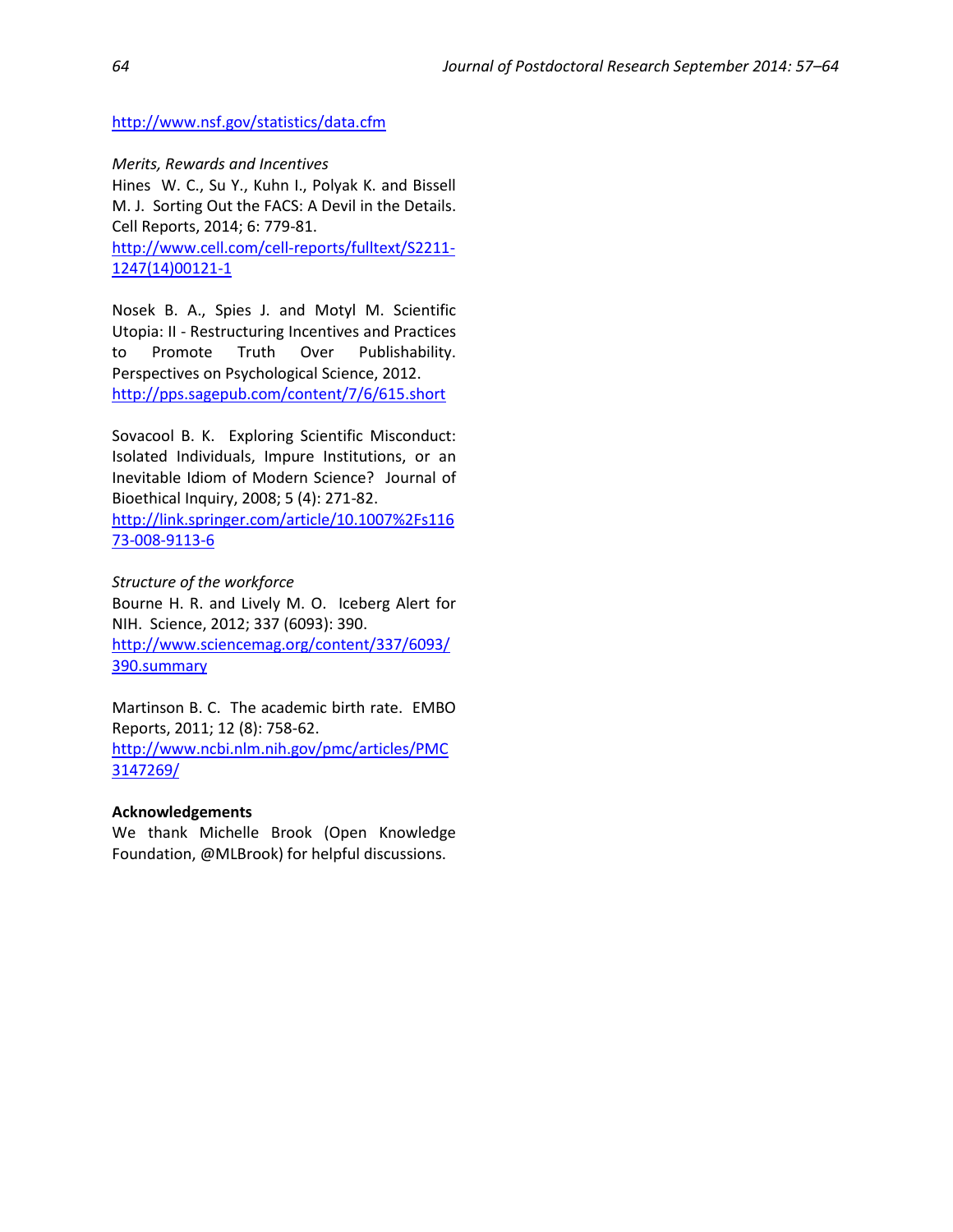http://www.nsf.gov/statistics/data.cfm

*Merits, Rewards and Incentives*

Hines W. C., Su Y., Kuhn I., Polyak K. and Bissell M. J. Sorting Out the FACS: A Devil in the Details. Cell Reports, 2014; 6: 779-81. http://www.cell.com/cell-reports/fulltext/S2211-1247(14)00121-1

Nosek B. A., Spies J. and Motyl M. Scientific Utopia: II - Restructuring Incentives and Practices to Promote Truth Over Publishability. Perspectives on Psychological Science, 2012. http://pps.sagepub.com/content/7/6/615.short

Sovacool B. K. Exploring Scientific Misconduct: Isolated Individuals, Impure Institutions, or an Inevitable Idiom of Modern Science? Journal of Bioethical Inquiry, 2008; 5 (4): 271-82. http://link.springer.com/article/10.1007%2Fs11673-008-9113-6

*Structure of the workforce*

Bourne H. R. and Lively M. O. Iceberg Alert for NIH. Science, 2012; 337 (6093): 390. http://www.sciencemag.org/content/337/6093/390.summary

Martinson B. C. The academic birth rate. EMBO Reports, 2011; 12 (8): 758-62. http://www.ncbi.nlm.nih.gov/pmc/articles/PMC3147269/

**Acknowledgements**

We thank Michelle Brook (Open Knowledge Foundation, @MLBrook) for helpful discussions.